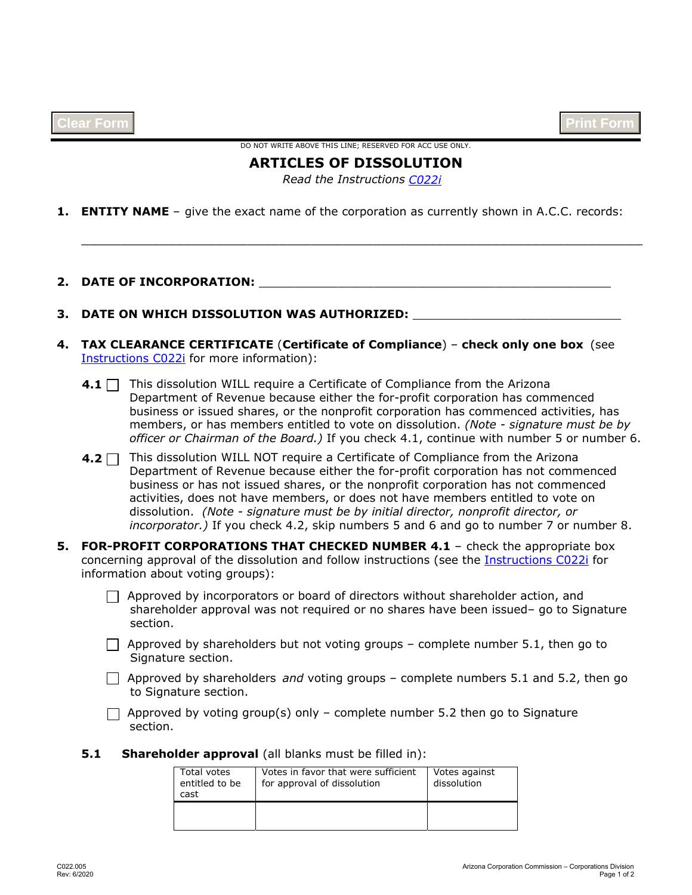DO NOT WRITE ABOVE THIS LINE; RESERVED FOR ACC USE ONLY.

# ARTICLES OF DISSOLUTION

*Read the Instructions C022i*

**1. ENTITY NAME** – give the exact name of the corporation as currently shown in A.C.C. records:

\_\_\_\_\_\_\_\_\_\_\_\_\_\_\_\_\_\_\_\_\_\_\_\_\_\_\_\_\_\_\_\_\_\_\_\_\_\_\_\_\_\_\_\_\_\_\_\_\_\_\_\_\_\_\_\_\_\_\_\_\_\_\_\_\_\_\_\_\_\_\_\_

**2. DATE OF INCORPORATION:** \_\_\_\_\_\_\_\_\_\_\_\_\_\_\_\_\_\_\_\_\_\_\_\_\_\_\_\_\_\_\_\_\_\_\_\_\_\_\_\_\_\_\_\_\_\_\_\_

**3. DATE ON WHICH DISSOLUTION WAS AUTHORIZED:** \_\_\_\_\_\_\_\_\_\_\_\_\_\_\_\_\_\_\_\_\_\_\_\_\_\_\_\_\_\_

**4. TAX CLEARANCE CERTIFICATE** (**Certificate of Compliance**) – **check only one box** (see Instructions C022i for more information):

**4.1** ☐ This dissolution WILL require a Certificate of Compliance from the Arizona Department of Revenue because either the for-profit corporation has commenced business or issued shares, or the nonprofit corporation has commenced activities, has members, or has members entitled to vote on dissolution. *(Note - signature must be by officer or Chairman of the Board.)* If you check 4.1, continue with number 5 or number 6.

**4.2** ☐ This dissolution WILL NOT require a Certificate of Compliance from the Arizona Department of Revenue because either the for-profit corporation has not commenced business or has not issued shares, or the nonprofit corporation has not commenced activities, does not have members, or does not have members entitled to vote on dissolution. *(Note - signature must be by initial director, nonprofit director, or incorporator.)* If you check 4.2, skip numbers 5 and 6 and go to number 7 or number 8.

**5. FOR-PROFIT CORPORATIONS THAT CHECKED NUMBER 4.1** – check the appropriate box concerning approval of the dissolution and follow instructions (see the Instructions C022i for information about voting groups):

☐ Approved by incorporators or board of directors without shareholder action, and shareholder approval was not required or no shares have been issued– go to Signature section.

☐ Approved by shareholders but not voting groups – complete number 5.1, then go to Signature section.

☐ Approved by shareholders *and* voting groups – complete numbers 5.1 and 5.2, then go to Signature section.

☐ Approved by voting group(s) only – complete number 5.2 then go to Signature section.

**5.1 Shareholder approval** (all blanks must be filled in):

| Total votes entitled to be cast | Votes in favor that were sufficient for approval of dissolution | Votes against dissolution |
|---|---|---|
| | | |

C022.005
Rev: 6/2020

Arizona Corporation Commission – Corporations Division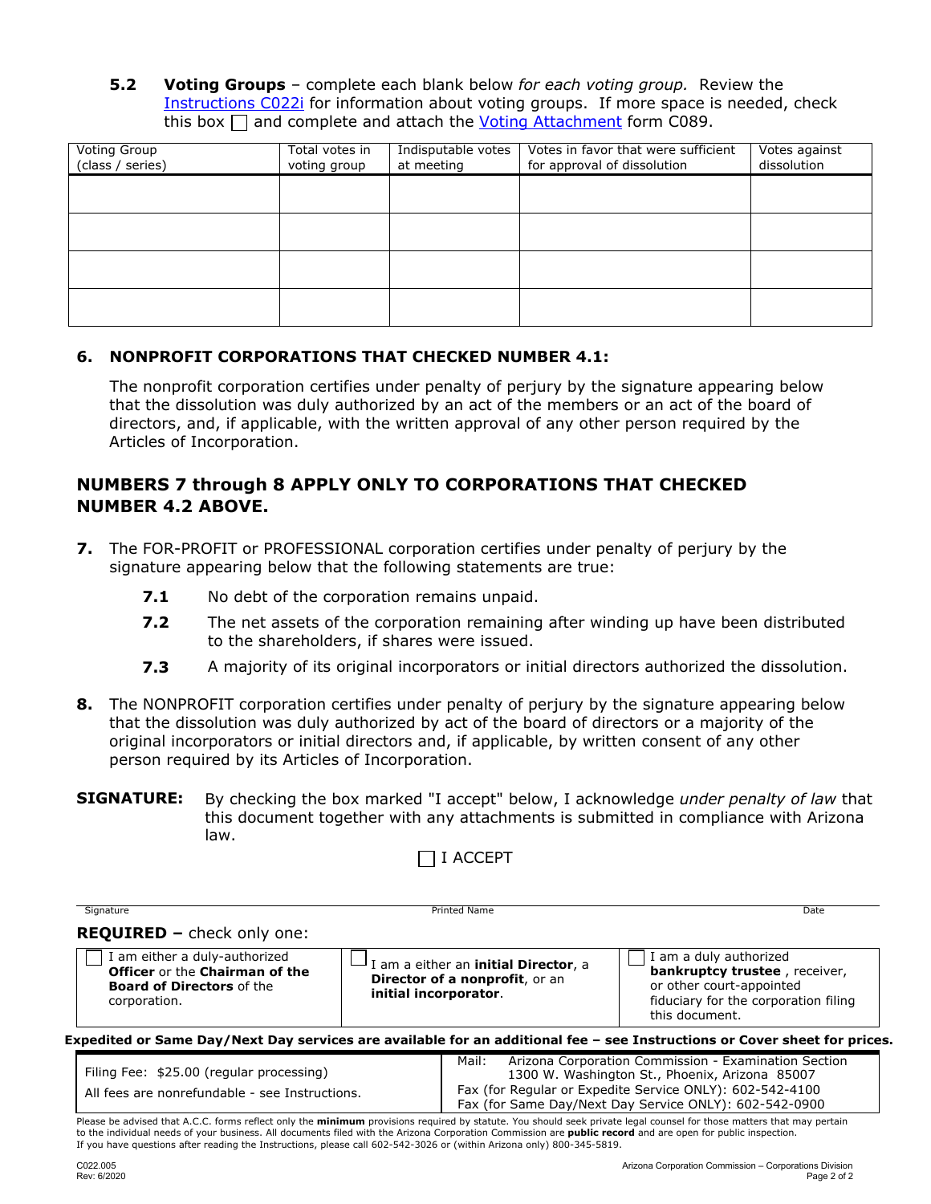**5.2 Voting Groups** – complete each blank below *for each voting group.* Review the Instructions C022i for information about voting groups. If more space is needed, check this box ☐ and complete and attach the Voting Attachment form C089.

| Voting Group (class / series) | Total votes in voting group | Indisputable votes at meeting | Votes in favor that were sufficient for approval of dissolution | Votes against dissolution |
|---|---|---|---|---|
| | | | | |
| | | | | |
| | | | | |
| | | | | |

## 6. NONPROFIT CORPORATIONS THAT CHECKED NUMBER 4.1:

The nonprofit corporation certifies under penalty of perjury by the signature appearing below that the dissolution was duly authorized by an act of the members or an act of the board of directors, and, if applicable, with the written approval of any other person required by the Articles of Incorporation.

## NUMBERS 7 through 8 APPLY ONLY TO CORPORATIONS THAT CHECKED NUMBER 4.2 ABOVE.

**7.** The FOR-PROFIT or PROFESSIONAL corporation certifies under penalty of perjury by the signature appearing below that the following statements are true:

- **7.1** No debt of the corporation remains unpaid.
- **7.2** The net assets of the corporation remaining after winding up have been distributed to the shareholders, if shares were issued.
- **7.3** A majority of its original incorporators or initial directors authorized the dissolution.

**8.** The NONPROFIT corporation certifies under penalty of perjury by the signature appearing below that the dissolution was duly authorized by act of the board of directors or a majority of the original incorporators or initial directors and, if applicable, by written consent of any other person required by its Articles of Incorporation.

**SIGNATURE:** By checking the box marked "I accept" below, I acknowledge *under penalty of law* that this document together with any attachments is submitted in compliance with Arizona law.

☐ I ACCEPT

Signature | Printed Name | Date

**REQUIRED –** check only one:

| | | |
|---|---|---|
| ☐ I am either a duly-authorized **Officer** or the **Chairman of the Board of Directors** of the corporation. | ☐ I am a either an **initial Director**, a **Director of a nonprofit**, or an **initial incorporator**. | ☐ I am a duly authorized **bankruptcy trustee** , receiver, or other court-appointed fiduciary for the corporation filing this document. |

**Expedited or Same Day/Next Day services are available for an additional fee – see Instructions or Cover sheet for prices.**

| | |
|---|---|
| Filing Fee: $25.00 (regular processing)<br>All fees are nonrefundable - see Instructions. | Mail: Arizona Corporation Commission - Examination Section<br>1300 W. Washington St., Phoenix, Arizona 85007<br>Fax (for Regular or Expedite Service ONLY): 602-542-4100<br>Fax (for Same Day/Next Day Service ONLY): 602-542-0900 |

Please be advised that A.C.C. forms reflect only the **minimum** provisions required by statute. You should seek private legal counsel for those matters that may pertain to the individual needs of your business. All documents filed with the Arizona Corporation Commission are **public record** and are open for public inspection. If you have questions after reading the Instructions, please call 602-542-3026 or (within Arizona only) 800-345-5819.

C022.005
Rev: 6/2020

Arizona Corporation Commission – Corporations Division